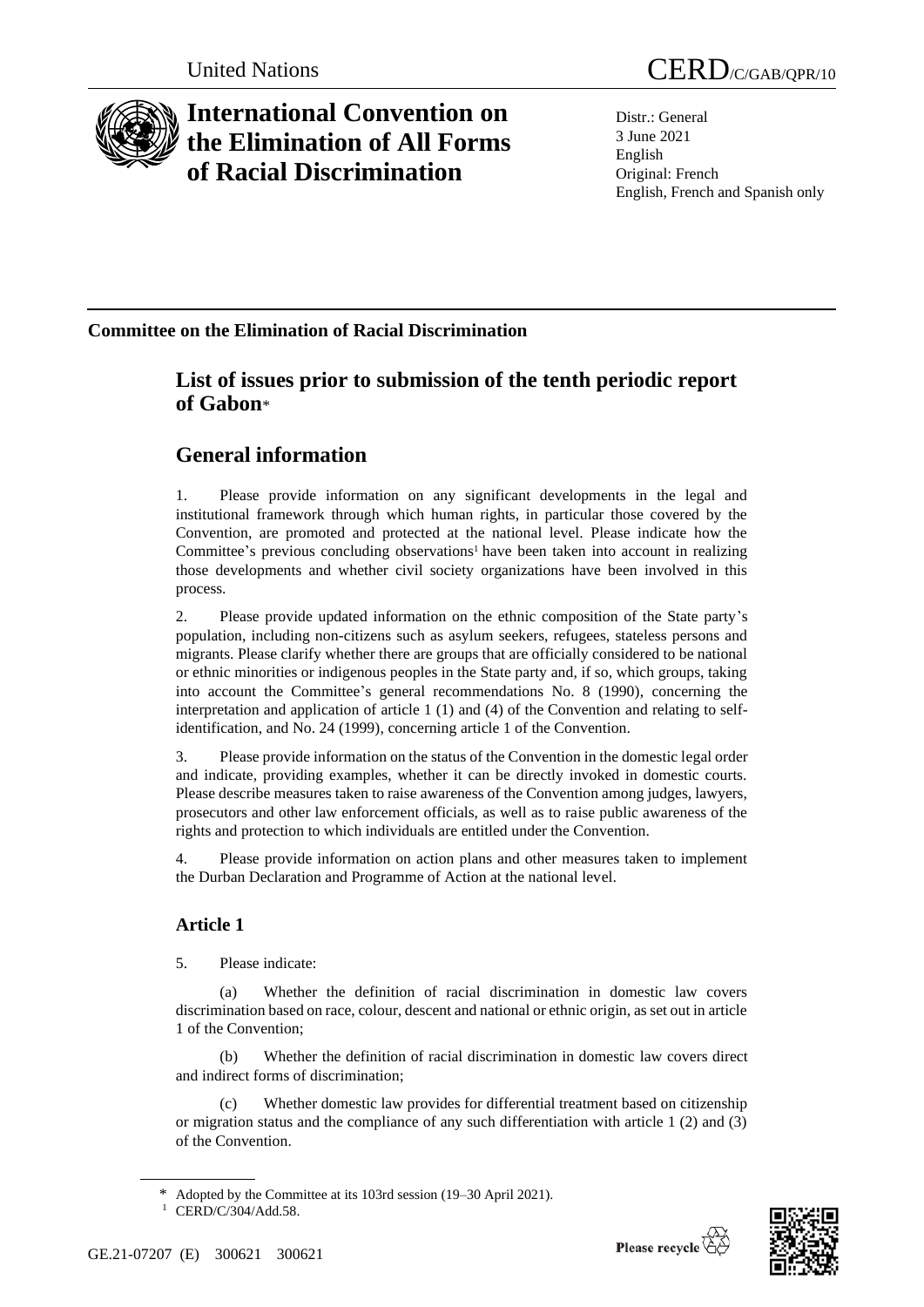United Nations

CERD/C/GAB/QPR/10

# International Convention on the Elimination of All Forms of Racial Discrimination

Distr.: General
3 June 2021
English
Original: French
English, French and Spanish only

**Committee on the Elimination of Racial Discrimination**

## List of issues prior to submission of the tenth periodic report of Gabon*

## General information

1. Please provide information on any significant developments in the legal and institutional framework through which human rights, in particular those covered by the Convention, are promoted and protected at the national level. Please indicate how the Committee's previous concluding observations[1] have been taken into account in realizing those developments and whether civil society organizations have been involved in this process.

2. Please provide updated information on the ethnic composition of the State party's population, including non-citizens such as asylum seekers, refugees, stateless persons and migrants. Please clarify whether there are groups that are officially considered to be national or ethnic minorities or indigenous peoples in the State party and, if so, which groups, taking into account the Committee's general recommendations No. 8 (1990), concerning the interpretation and application of article 1 (1) and (4) of the Convention and relating to self-identification, and No. 24 (1999), concerning article 1 of the Convention.

3. Please provide information on the status of the Convention in the domestic legal order and indicate, providing examples, whether it can be directly invoked in domestic courts. Please describe measures taken to raise awareness of the Convention among judges, lawyers, prosecutors and other law enforcement officials, as well as to raise public awareness of the rights and protection to which individuals are entitled under the Convention.

4. Please provide information on action plans and other measures taken to implement the Durban Declaration and Programme of Action at the national level.

### Article 1

5. Please indicate:

(a) Whether the definition of racial discrimination in domestic law covers discrimination based on race, colour, descent and national or ethnic origin, as set out in article 1 of the Convention;

(b) Whether the definition of racial discrimination in domestic law covers direct and indirect forms of discrimination;

(c) Whether domestic law provides for differential treatment based on citizenship or migration status and the compliance of any such differentiation with article 1 (2) and (3) of the Convention.

---

\* Adopted by the Committee at its 103rd session (19–30 April 2021).

[1] CERD/C/304/Add.58.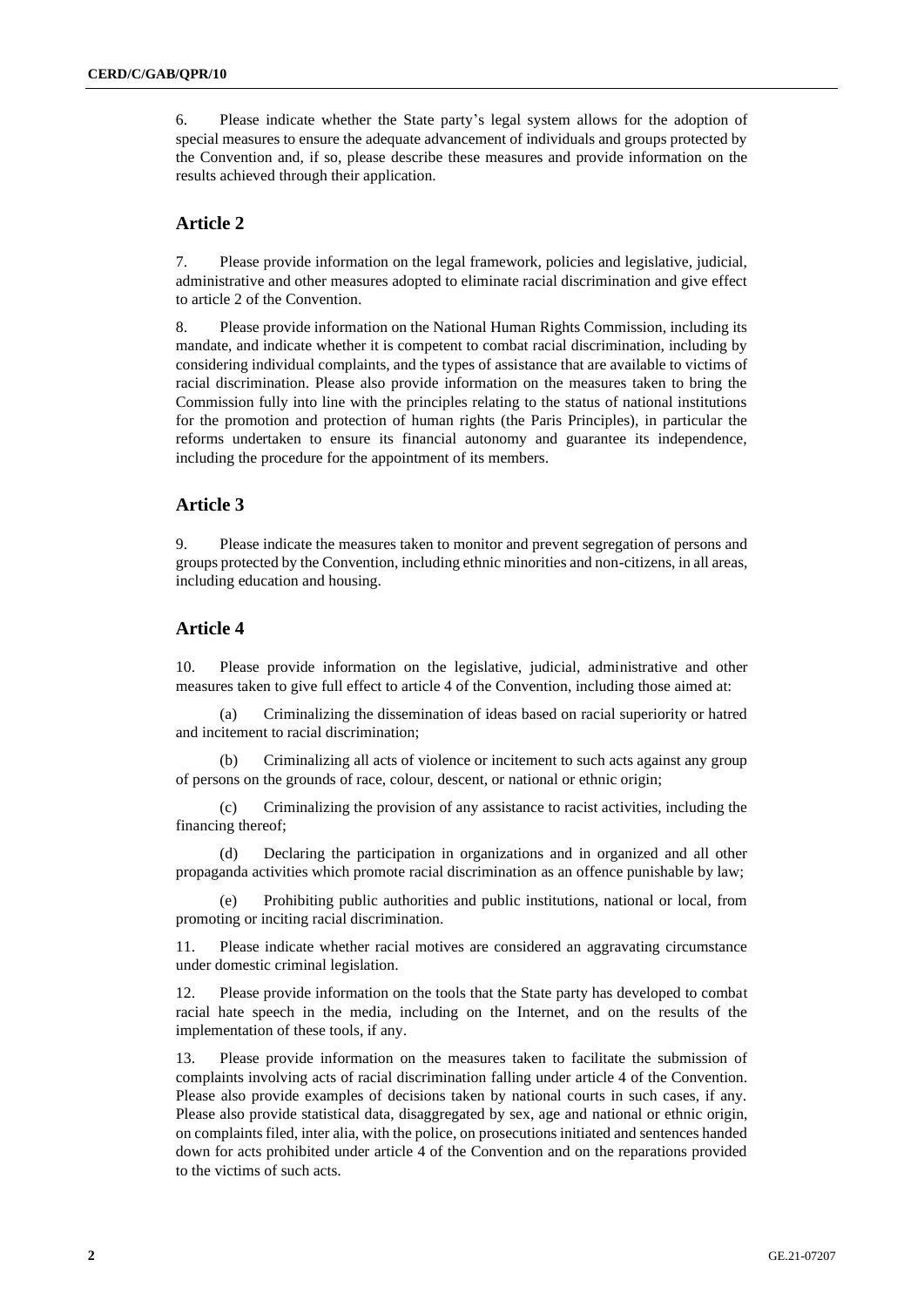6. Please indicate whether the State party's legal system allows for the adoption of special measures to ensure the adequate advancement of individuals and groups protected by the Convention and, if so, please describe these measures and provide information on the results achieved through their application.

## Article 2

7. Please provide information on the legal framework, policies and legislative, judicial, administrative and other measures adopted to eliminate racial discrimination and give effect to article 2 of the Convention.

8. Please provide information on the National Human Rights Commission, including its mandate, and indicate whether it is competent to combat racial discrimination, including by considering individual complaints, and the types of assistance that are available to victims of racial discrimination. Please also provide information on the measures taken to bring the Commission fully into line with the principles relating to the status of national institutions for the promotion and protection of human rights (the Paris Principles), in particular the reforms undertaken to ensure its financial autonomy and guarantee its independence, including the procedure for the appointment of its members.

## Article 3

9. Please indicate the measures taken to monitor and prevent segregation of persons and groups protected by the Convention, including ethnic minorities and non-citizens, in all areas, including education and housing.

## Article 4

10. Please provide information on the legislative, judicial, administrative and other measures taken to give full effect to article 4 of the Convention, including those aimed at:

(a) Criminalizing the dissemination of ideas based on racial superiority or hatred and incitement to racial discrimination;

(b) Criminalizing all acts of violence or incitement to such acts against any group of persons on the grounds of race, colour, descent, or national or ethnic origin;

(c) Criminalizing the provision of any assistance to racist activities, including the financing thereof;

(d) Declaring the participation in organizations and in organized and all other propaganda activities which promote racial discrimination as an offence punishable by law;

(e) Prohibiting public authorities and public institutions, national or local, from promoting or inciting racial discrimination.

11. Please indicate whether racial motives are considered an aggravating circumstance under domestic criminal legislation.

12. Please provide information on the tools that the State party has developed to combat racial hate speech in the media, including on the Internet, and on the results of the implementation of these tools, if any.

13. Please provide information on the measures taken to facilitate the submission of complaints involving acts of racial discrimination falling under article 4 of the Convention. Please also provide examples of decisions taken by national courts in such cases, if any. Please also provide statistical data, disaggregated by sex, age and national or ethnic origin, on complaints filed, inter alia, with the police, on prosecutions initiated and sentences handed down for acts prohibited under article 4 of the Convention and on the reparations provided to the victims of such acts.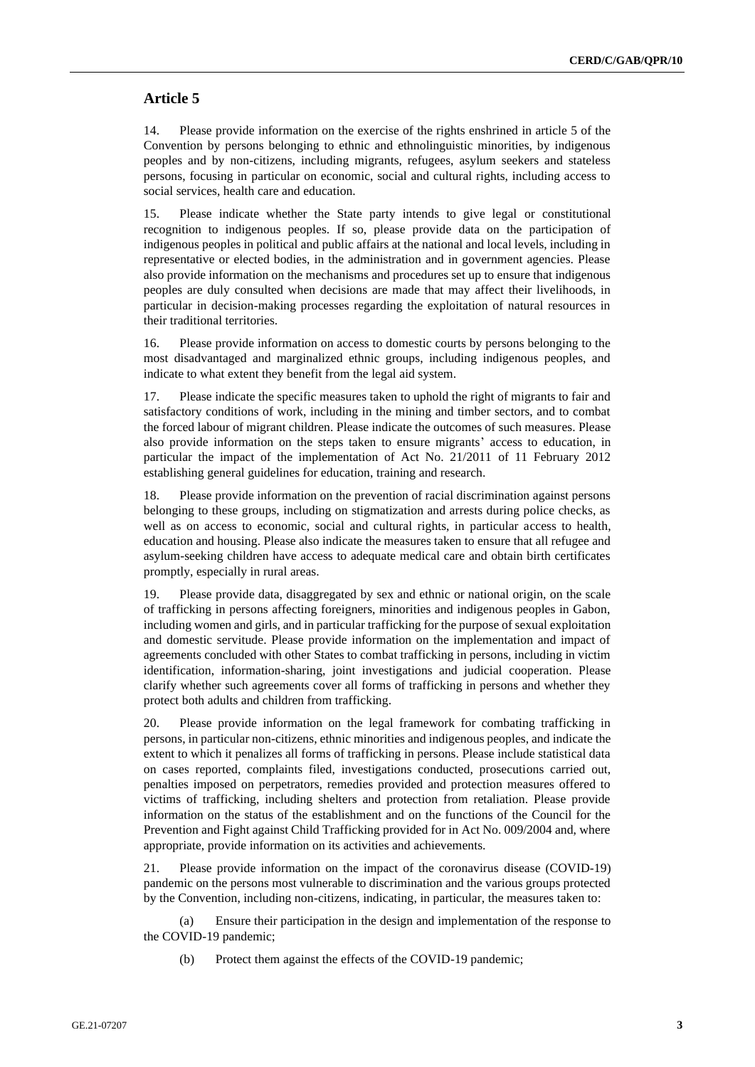## Article 5

14. Please provide information on the exercise of the rights enshrined in article 5 of the Convention by persons belonging to ethnic and ethnolinguistic minorities, by indigenous peoples and by non-citizens, including migrants, refugees, asylum seekers and stateless persons, focusing in particular on economic, social and cultural rights, including access to social services, health care and education.

15. Please indicate whether the State party intends to give legal or constitutional recognition to indigenous peoples. If so, please provide data on the participation of indigenous peoples in political and public affairs at the national and local levels, including in representative or elected bodies, in the administration and in government agencies. Please also provide information on the mechanisms and procedures set up to ensure that indigenous peoples are duly consulted when decisions are made that may affect their livelihoods, in particular in decision-making processes regarding the exploitation of natural resources in their traditional territories.

16. Please provide information on access to domestic courts by persons belonging to the most disadvantaged and marginalized ethnic groups, including indigenous peoples, and indicate to what extent they benefit from the legal aid system.

17. Please indicate the specific measures taken to uphold the right of migrants to fair and satisfactory conditions of work, including in the mining and timber sectors, and to combat the forced labour of migrant children. Please indicate the outcomes of such measures. Please also provide information on the steps taken to ensure migrants' access to education, in particular the impact of the implementation of Act No. 21/2011 of 11 February 2012 establishing general guidelines for education, training and research.

18. Please provide information on the prevention of racial discrimination against persons belonging to these groups, including on stigmatization and arrests during police checks, as well as on access to economic, social and cultural rights, in particular access to health, education and housing. Please also indicate the measures taken to ensure that all refugee and asylum-seeking children have access to adequate medical care and obtain birth certificates promptly, especially in rural areas.

19. Please provide data, disaggregated by sex and ethnic or national origin, on the scale of trafficking in persons affecting foreigners, minorities and indigenous peoples in Gabon, including women and girls, and in particular trafficking for the purpose of sexual exploitation and domestic servitude. Please provide information on the implementation and impact of agreements concluded with other States to combat trafficking in persons, including in victim identification, information-sharing, joint investigations and judicial cooperation. Please clarify whether such agreements cover all forms of trafficking in persons and whether they protect both adults and children from trafficking.

20. Please provide information on the legal framework for combating trafficking in persons, in particular non-citizens, ethnic minorities and indigenous peoples, and indicate the extent to which it penalizes all forms of trafficking in persons. Please include statistical data on cases reported, complaints filed, investigations conducted, prosecutions carried out, penalties imposed on perpetrators, remedies provided and protection measures offered to victims of trafficking, including shelters and protection from retaliation. Please provide information on the status of the establishment and on the functions of the Council for the Prevention and Fight against Child Trafficking provided for in Act No. 009/2004 and, where appropriate, provide information on its activities and achievements.

21. Please provide information on the impact of the coronavirus disease (COVID-19) pandemic on the persons most vulnerable to discrimination and the various groups protected by the Convention, including non-citizens, indicating, in particular, the measures taken to:

(a) Ensure their participation in the design and implementation of the response to the COVID-19 pandemic;

(b) Protect them against the effects of the COVID-19 pandemic;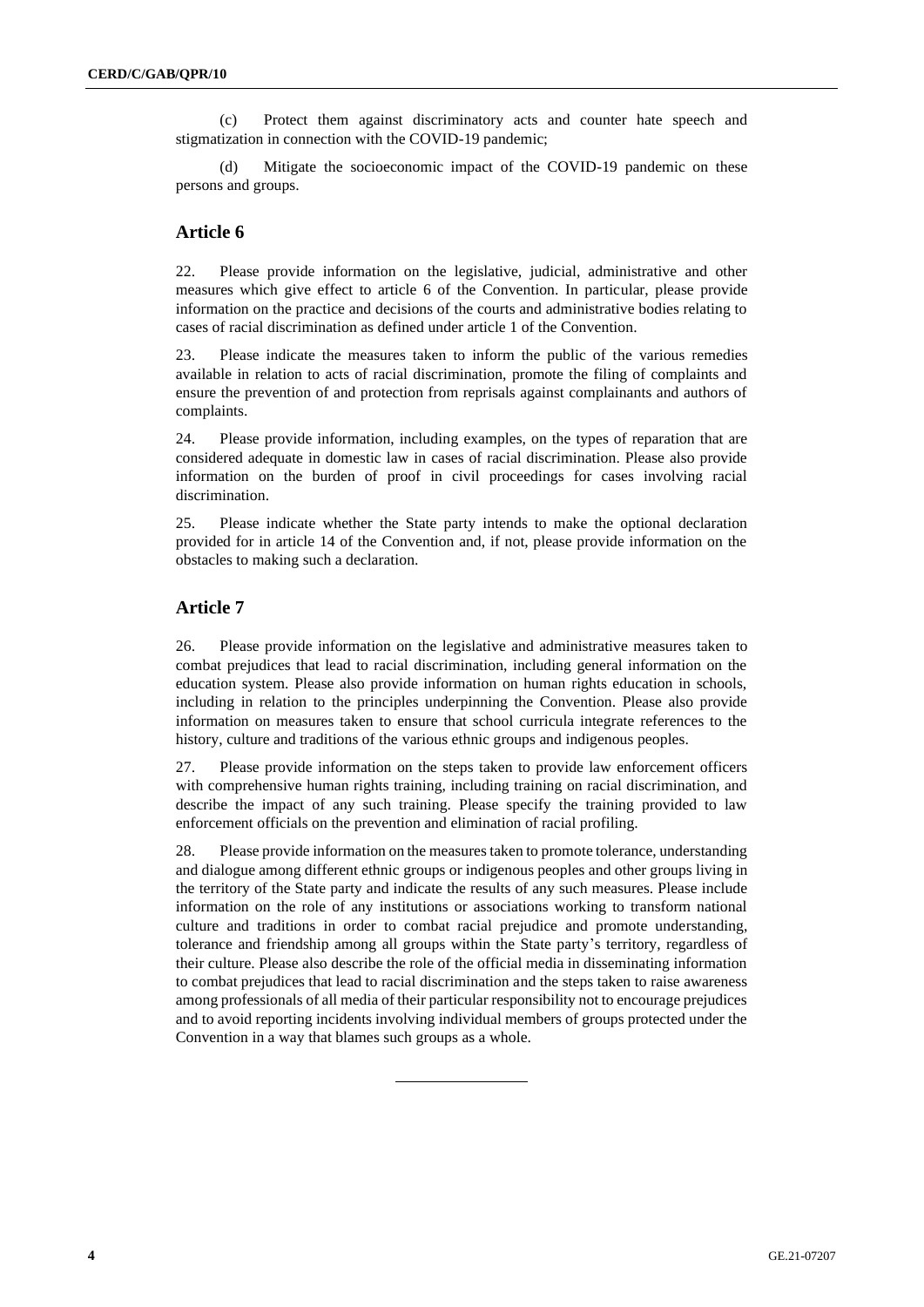(c) Protect them against discriminatory acts and counter hate speech and stigmatization in connection with the COVID-19 pandemic;

(d) Mitigate the socioeconomic impact of the COVID-19 pandemic on these persons and groups.

## Article 6

22. Please provide information on the legislative, judicial, administrative and other measures which give effect to article 6 of the Convention. In particular, please provide information on the practice and decisions of the courts and administrative bodies relating to cases of racial discrimination as defined under article 1 of the Convention.

23. Please indicate the measures taken to inform the public of the various remedies available in relation to acts of racial discrimination, promote the filing of complaints and ensure the prevention of and protection from reprisals against complainants and authors of complaints.

24. Please provide information, including examples, on the types of reparation that are considered adequate in domestic law in cases of racial discrimination. Please also provide information on the burden of proof in civil proceedings for cases involving racial discrimination.

25. Please indicate whether the State party intends to make the optional declaration provided for in article 14 of the Convention and, if not, please provide information on the obstacles to making such a declaration.

## Article 7

26. Please provide information on the legislative and administrative measures taken to combat prejudices that lead to racial discrimination, including general information on the education system. Please also provide information on human rights education in schools, including in relation to the principles underpinning the Convention. Please also provide information on measures taken to ensure that school curricula integrate references to the history, culture and traditions of the various ethnic groups and indigenous peoples.

27. Please provide information on the steps taken to provide law enforcement officers with comprehensive human rights training, including training on racial discrimination, and describe the impact of any such training. Please specify the training provided to law enforcement officials on the prevention and elimination of racial profiling.

28. Please provide information on the measures taken to promote tolerance, understanding and dialogue among different ethnic groups or indigenous peoples and other groups living in the territory of the State party and indicate the results of any such measures. Please include information on the role of any institutions or associations working to transform national culture and traditions in order to combat racial prejudice and promote understanding, tolerance and friendship among all groups within the State party's territory, regardless of their culture. Please also describe the role of the official media in disseminating information to combat prejudices that lead to racial discrimination and the steps taken to raise awareness among professionals of all media of their particular responsibility not to encourage prejudices and to avoid reporting incidents involving individual members of groups protected under the Convention in a way that blames such groups as a whole.